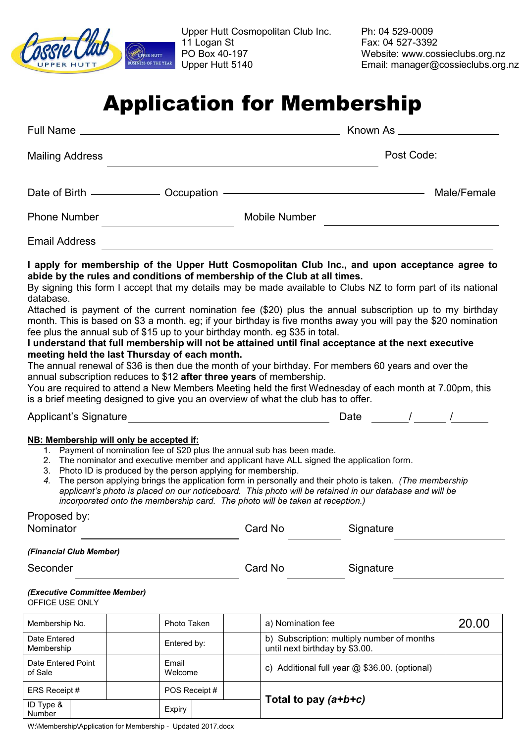Upper Hutt Cosmopolitan Club Inc.
11 Logan St
PO Box 40-197
Upper Hutt 5140

Ph: 04 529-0009
Fax: 04 527-3392
Website: www.cossieclubs.org.nz
Email: manager@cossieclubs.org.nz

# Application for Membership

Full Name ______________________________ Known As ______________

Mailing Address ______________________________ Post Code:

Date of Birth ____________ Occupation ______________________________ Male/Female

Phone Number ______________________ Mobile Number ______________________

Email Address ______________________________________________

**I apply for membership of the Upper Hutt Cosmopolitan Club Inc., and upon acceptance agree to abide by the rules and conditions of membership of the Club at all times.**

By signing this form I accept that my details may be made available to Clubs NZ to form part of its national database.

Attached is payment of the current nomination fee ($20) plus the annual subscription up to my birthday month. This is based on $3 a month. eg; if your birthday is five months away you will pay the $20 nomination fee plus the annual sub of $15 up to your birthday month. eg $35 in total.

**I understand that full membership will not be attained until final acceptance at the next executive meeting held the last Thursday of each month.**

The annual renewal of $36 is then due the month of your birthday. For members 60 years and over the annual subscription reduces to $12 **after three years** of membership.

You are required to attend a New Members Meeting held the first Wednesday of each month at 7.00pm, this is a brief meeting designed to give you an overview of what the club has to offer.

Applicant's Signature ______________________________ Date ______ / ______ / ______

**NB: Membership will only be accepted if:**

1. Payment of nomination fee of $20 plus the annual sub has been made.
2. The nominator and executive member and applicant have ALL signed the application form.
3. Photo ID is produced by the person applying for membership.
4. The person applying brings the application form in personally and their photo is taken. *(The membership applicant's photo is placed on our noticeboard. This photo will be retained in our database and will be incorporated onto the membership card. The photo will be taken at reception.)*

Proposed by:
Nominator ______________________ Card No __________ Signature ______________

***(Financial Club Member)***

Seconder ______________________ Card No __________ Signature ______________

***(Executive Committee Member)***

OFFICE USE ONLY

| Membership No. | | Photo Taken | | a) Nomination fee | 20.00 |
|---|---|---|---|---|---|
| Date Entered Membership | | Entered by: | | b) Subscription: multiply number of months until next birthday by $3.00. | |
| Date Entered Point of Sale | | Email Welcome | | c) Additional full year @ $36.00. (optional) | |
| ERS Receipt # | | POS Receipt # | | **Total to pay *(a+b+c)*** | |
| ID Type & Number | | Expiry | | | |

W:\Membership\Application for Membership - Updated 2017.docx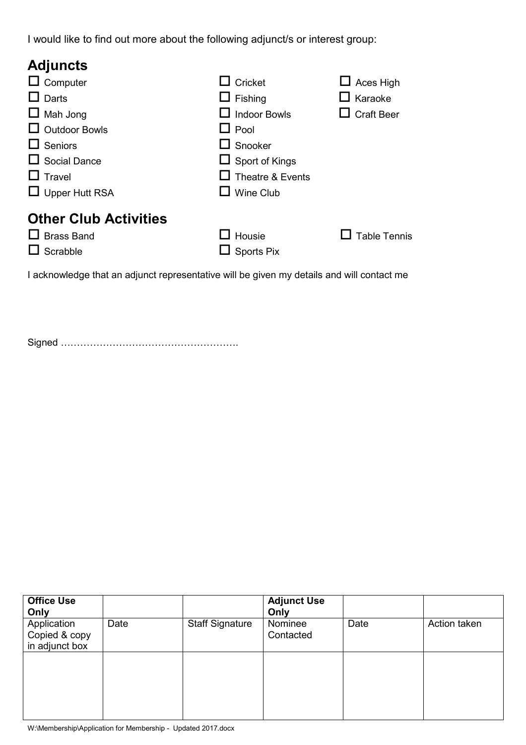I would like to find out more about the following adjunct/s or interest group:

## Adjuncts

- ☐ Computer
- ☐ Darts
- ☐ Mah Jong
- ☐ Outdoor Bowls
- ☐ Seniors
- ☐ Social Dance
- ☐ Travel
- ☐ Upper Hutt RSA
- ☐ Cricket
- ☐ Fishing
- ☐ Indoor Bowls
- ☐ Pool
- ☐ Snooker
- ☐ Sport of Kings
- ☐ Theatre & Events
- ☐ Wine Club
- ☐ Aces High
- ☐ Karaoke
- ☐ Craft Beer

## Other Club Activities

- ☐ Brass Band
- ☐ Scrabble
- ☐ Housie
- ☐ Sports Pix
- ☐ Table Tennis

I acknowledge that an adjunct representative will be given my details and will contact me

Signed ……………………………………………….

| **Office Use Only** | | | **Adjunct Use Only** | | |
|---|---|---|---|---|---|
| Application Copied & copy in adjunct box | Date | Staff Signature | Nominee Contacted | Date | Action taken |
| | | | | | |

W:\Membership\Application for Membership - Updated 2017.docx